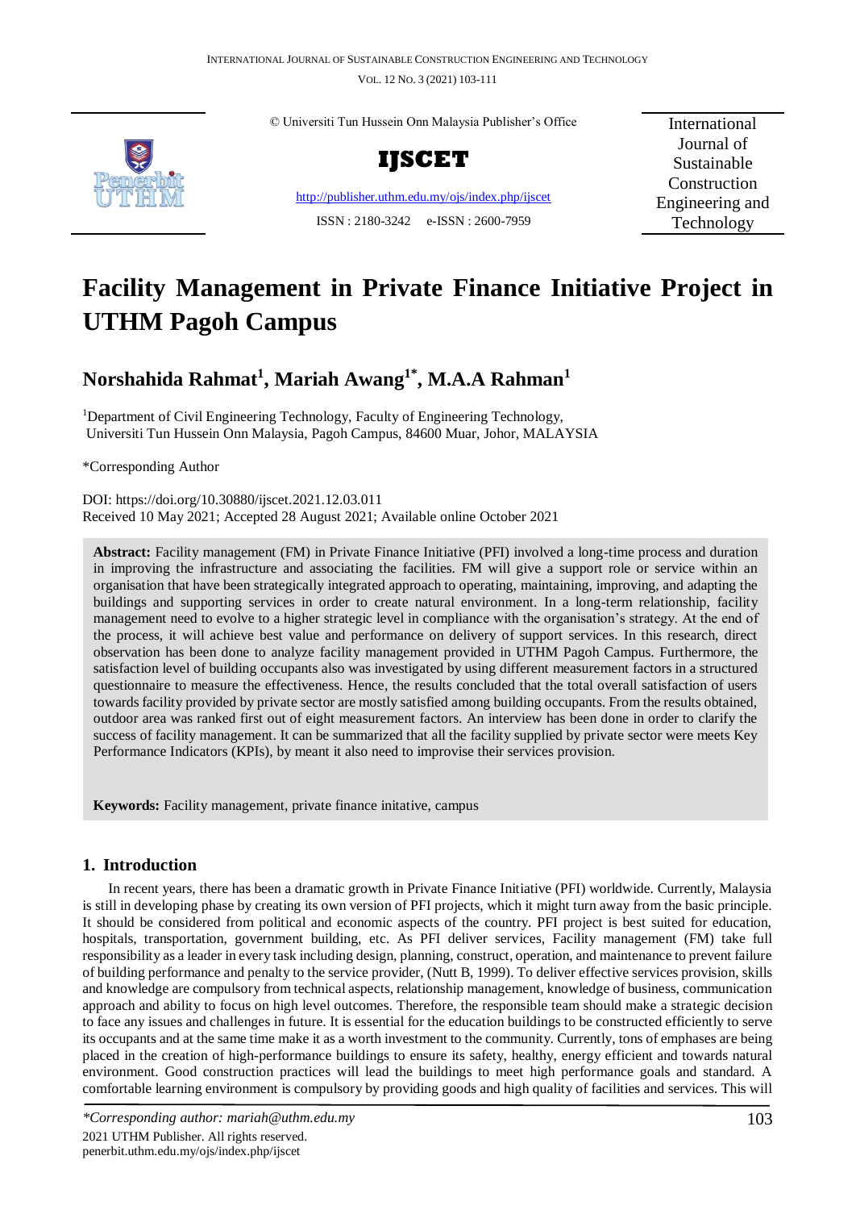© Universiti Tun Hussein Onn Malaysia Publisher's Office

**IJSCET**

http://publisher.uthm.edu.my/ojs/index.php/ijscet

ISSN : 2180-3242 e-ISSN : 2600-7959

International Journal of Sustainable Construction Engineering and Technology

# Facility Management in Private Finance Initiative Project in UTHM Pagoh Campus

## Norshahida Rahmat[1], Mariah Awang[1*], M.A.A Rahman[1]

[1]Department of Civil Engineering Technology, Faculty of Engineering Technology, Universiti Tun Hussein Onn Malaysia, Pagoh Campus, 84600 Muar, Johor, MALAYSIA

*Corresponding Author

DOI: https://doi.org/10.30880/ijscet.2021.12.03.011
Received 10 May 2021; Accepted 28 August 2021; Available online October 2021

**Abstract:** Facility management (FM) in Private Finance Initiative (PFI) involved a long-time process and duration in improving the infrastructure and associating the facilities. FM will give a support role or service within an organisation that have been strategically integrated approach to operating, maintaining, improving, and adapting the buildings and supporting services in order to create natural environment. In a long-term relationship, facility management need to evolve to a higher strategic level in compliance with the organisation's strategy. At the end of the process, it will achieve best value and performance on delivery of support services. In this research, direct observation has been done to analyze facility management provided in UTHM Pagoh Campus. Furthermore, the satisfaction level of building occupants also was investigated by using different measurement factors in a structured questionnaire to measure the effectiveness. Hence, the results concluded that the total overall satisfaction of users towards facility provided by private sector are mostly satisfied among building occupants. From the results obtained, outdoor area was ranked first out of eight measurement factors. An interview has been done in order to clarify the success of facility management. It can be summarized that all the facility supplied by private sector were meets Key Performance Indicators (KPIs), by meant it also need to improvise their services provision.

**Keywords:** Facility management, private finance initative, campus

## 1. Introduction

In recent years, there has been a dramatic growth in Private Finance Initiative (PFI) worldwide. Currently, Malaysia is still in developing phase by creating its own version of PFI projects, which it might turn away from the basic principle. It should be considered from political and economic aspects of the country. PFI project is best suited for education, hospitals, transportation, government building, etc. As PFI deliver services, Facility management (FM) take full responsibility as a leader in every task including design, planning, construct, operation, and maintenance to prevent failure of building performance and penalty to the service provider, (Nutt B, 1999). To deliver effective services provision, skills and knowledge are compulsory from technical aspects, relationship management, knowledge of business, communication approach and ability to focus on high level outcomes. Therefore, the responsible team should make a strategic decision to face any issues and challenges in future. It is essential for the education buildings to be constructed efficiently to serve its occupants and at the same time make it as a worth investment to the community. Currently, tons of emphases are being placed in the creation of high-performance buildings to ensure its safety, healthy, energy efficient and towards natural environment. Good construction practices will lead the buildings to meet high performance goals and standard. A comfortable learning environment is compulsory by providing goods and high quality of facilities and services. This will

*\*Corresponding author: mariah@uthm.edu.my*
2021 UTHM Publisher. All rights reserved.
penerbit.uthm.edu.my/ojs/index.php/ijscet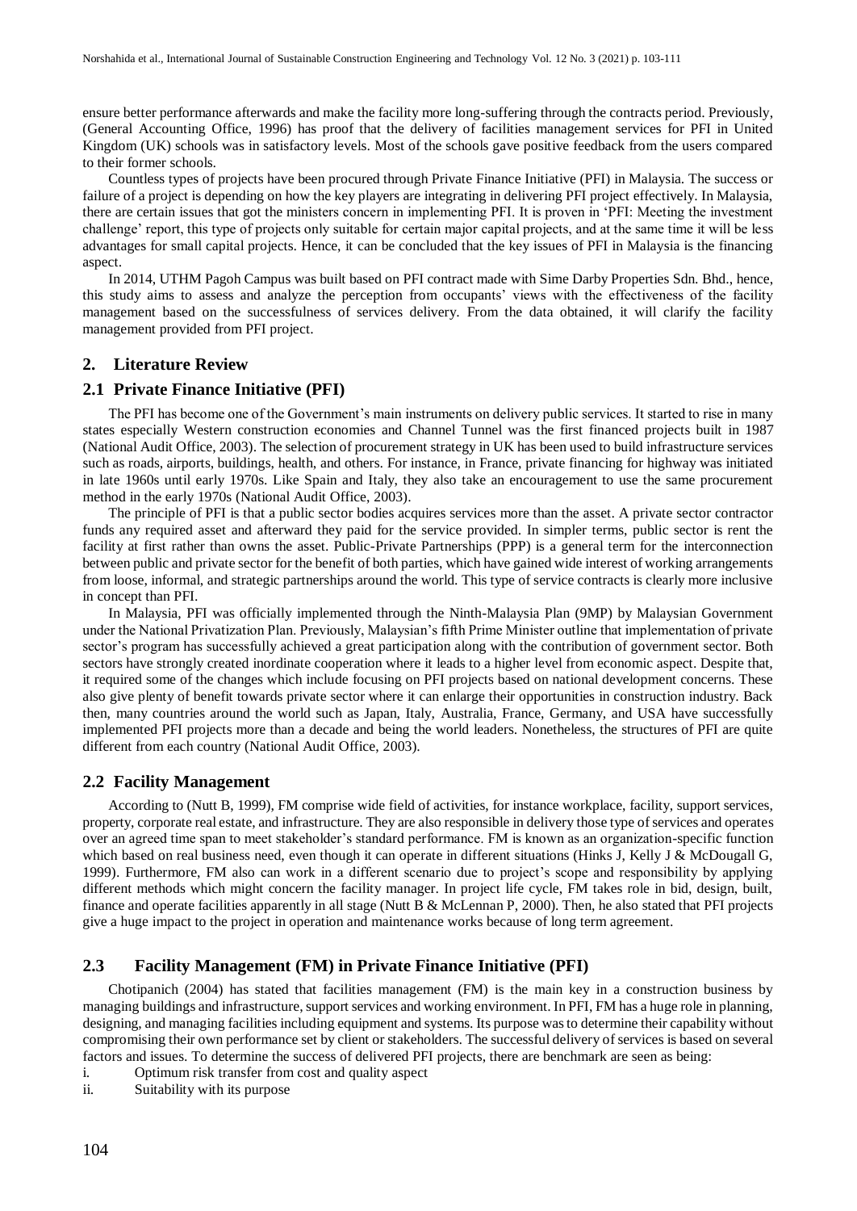ensure better performance afterwards and make the facility more long-suffering through the contracts period. Previously, (General Accounting Office, 1996) has proof that the delivery of facilities management services for PFI in United Kingdom (UK) schools was in satisfactory levels. Most of the schools gave positive feedback from the users compared to their former schools.

Countless types of projects have been procured through Private Finance Initiative (PFI) in Malaysia. The success or failure of a project is depending on how the key players are integrating in delivering PFI project effectively. In Malaysia, there are certain issues that got the ministers concern in implementing PFI. It is proven in 'PFI: Meeting the investment challenge' report, this type of projects only suitable for certain major capital projects, and at the same time it will be less advantages for small capital projects. Hence, it can be concluded that the key issues of PFI in Malaysia is the financing aspect.

In 2014, UTHM Pagoh Campus was built based on PFI contract made with Sime Darby Properties Sdn. Bhd., hence, this study aims to assess and analyze the perception from occupants' views with the effectiveness of the facility management based on the successfulness of services delivery. From the data obtained, it will clarify the facility management provided from PFI project.

## 2. Literature Review

### 2.1 Private Finance Initiative (PFI)

The PFI has become one of the Government's main instruments on delivery public services. It started to rise in many states especially Western construction economies and Channel Tunnel was the first financed projects built in 1987 (National Audit Office, 2003). The selection of procurement strategy in UK has been used to build infrastructure services such as roads, airports, buildings, health, and others. For instance, in France, private financing for highway was initiated in late 1960s until early 1970s. Like Spain and Italy, they also take an encouragement to use the same procurement method in the early 1970s (National Audit Office, 2003).

The principle of PFI is that a public sector bodies acquires services more than the asset. A private sector contractor funds any required asset and afterward they paid for the service provided. In simpler terms, public sector is rent the facility at first rather than owns the asset. Public-Private Partnerships (PPP) is a general term for the interconnection between public and private sector for the benefit of both parties, which have gained wide interest of working arrangements from loose, informal, and strategic partnerships around the world. This type of service contracts is clearly more inclusive in concept than PFI.

In Malaysia, PFI was officially implemented through the Ninth-Malaysia Plan (9MP) by Malaysian Government under the National Privatization Plan. Previously, Malaysian's fifth Prime Minister outline that implementation of private sector's program has successfully achieved a great participation along with the contribution of government sector. Both sectors have strongly created inordinate cooperation where it leads to a higher level from economic aspect. Despite that, it required some of the changes which include focusing on PFI projects based on national development concerns. These also give plenty of benefit towards private sector where it can enlarge their opportunities in construction industry. Back then, many countries around the world such as Japan, Italy, Australia, France, Germany, and USA have successfully implemented PFI projects more than a decade and being the world leaders. Nonetheless, the structures of PFI are quite different from each country (National Audit Office, 2003).

### 2.2 Facility Management

According to (Nutt B, 1999), FM comprise wide field of activities, for instance workplace, facility, support services, property, corporate real estate, and infrastructure. They are also responsible in delivery those type of services and operates over an agreed time span to meet stakeholder's standard performance. FM is known as an organization-specific function which based on real business need, even though it can operate in different situations (Hinks J, Kelly J & McDougall G, 1999). Furthermore, FM also can work in a different scenario due to project's scope and responsibility by applying different methods which might concern the facility manager. In project life cycle, FM takes role in bid, design, built, finance and operate facilities apparently in all stage (Nutt B & McLennan P, 2000). Then, he also stated that PFI projects give a huge impact to the project in operation and maintenance works because of long term agreement.

### 2.3 Facility Management (FM) in Private Finance Initiative (PFI)

Chotipanich (2004) has stated that facilities management (FM) is the main key in a construction business by managing buildings and infrastructure, support services and working environment. In PFI, FM has a huge role in planning, designing, and managing facilities including equipment and systems. Its purpose was to determine their capability without compromising their own performance set by client or stakeholders. The successful delivery of services is based on several factors and issues. To determine the success of delivered PFI projects, there are benchmark are seen as being:

i. Optimum risk transfer from cost and quality aspect
ii. Suitability with its purpose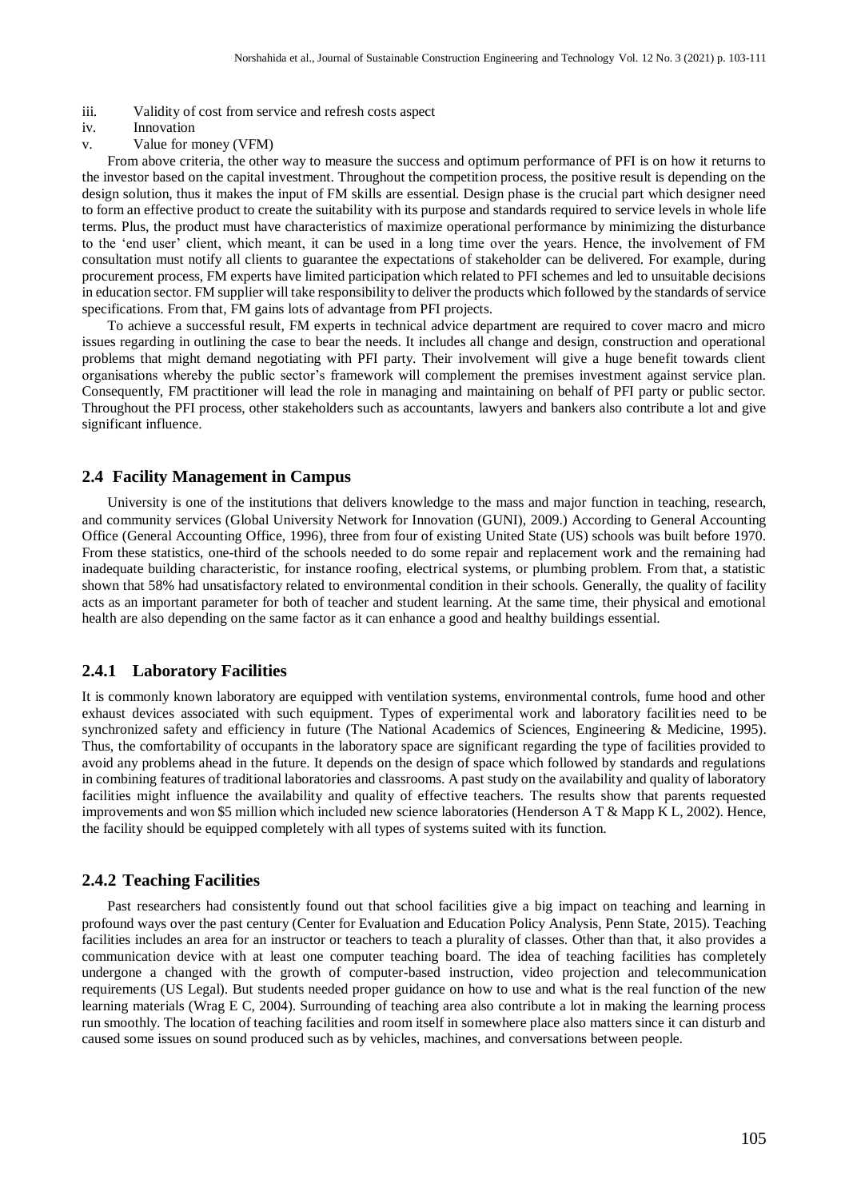iii. Validity of cost from service and refresh costs aspect

iv. Innovation

v. Value for money (VFM)

From above criteria, the other way to measure the success and optimum performance of PFI is on how it returns to the investor based on the capital investment. Throughout the competition process, the positive result is depending on the design solution, thus it makes the input of FM skills are essential. Design phase is the crucial part which designer need to form an effective product to create the suitability with its purpose and standards required to service levels in whole life terms. Plus, the product must have characteristics of maximize operational performance by minimizing the disturbance to the 'end user' client, which meant, it can be used in a long time over the years. Hence, the involvement of FM consultation must notify all clients to guarantee the expectations of stakeholder can be delivered. For example, during procurement process, FM experts have limited participation which related to PFI schemes and led to unsuitable decisions in education sector. FM supplier will take responsibility to deliver the products which followed by the standards of service specifications. From that, FM gains lots of advantage from PFI projects.

To achieve a successful result, FM experts in technical advice department are required to cover macro and micro issues regarding in outlining the case to bear the needs. It includes all change and design, construction and operational problems that might demand negotiating with PFI party. Their involvement will give a huge benefit towards client organisations whereby the public sector's framework will complement the premises investment against service plan. Consequently, FM practitioner will lead the role in managing and maintaining on behalf of PFI party or public sector. Throughout the PFI process, other stakeholders such as accountants, lawyers and bankers also contribute a lot and give significant influence.

## 2.4 Facility Management in Campus

University is one of the institutions that delivers knowledge to the mass and major function in teaching, research, and community services (Global University Network for Innovation (GUNI), 2009.) According to General Accounting Office (General Accounting Office, 1996), three from four of existing United State (US) schools was built before 1970. From these statistics, one-third of the schools needed to do some repair and replacement work and the remaining had inadequate building characteristic, for instance roofing, electrical systems, or plumbing problem. From that, a statistic shown that 58% had unsatisfactory related to environmental condition in their schools. Generally, the quality of facility acts as an important parameter for both of teacher and student learning. At the same time, their physical and emotional health are also depending on the same factor as it can enhance a good and healthy buildings essential.

### 2.4.1 Laboratory Facilities

It is commonly known laboratory are equipped with ventilation systems, environmental controls, fume hood and other exhaust devices associated with such equipment. Types of experimental work and laboratory facilities need to be synchronized safety and efficiency in future (The National Academics of Sciences, Engineering & Medicine, 1995). Thus, the comfortability of occupants in the laboratory space are significant regarding the type of facilities provided to avoid any problems ahead in the future. It depends on the design of space which followed by standards and regulations in combining features of traditional laboratories and classrooms. A past study on the availability and quality of laboratory facilities might influence the availability and quality of effective teachers. The results show that parents requested improvements and won $5 million which included new science laboratories (Henderson A T & Mapp K L, 2002). Hence, the facility should be equipped completely with all types of systems suited with its function.

### 2.4.2 Teaching Facilities

Past researchers had consistently found out that school facilities give a big impact on teaching and learning in profound ways over the past century (Center for Evaluation and Education Policy Analysis, Penn State, 2015). Teaching facilities includes an area for an instructor or teachers to teach a plurality of classes. Other than that, it also provides a communication device with at least one computer teaching board. The idea of teaching facilities has completely undergone a changed with the growth of computer-based instruction, video projection and telecommunication requirements (US Legal). But students needed proper guidance on how to use and what is the real function of the new learning materials (Wrag E C, 2004). Surrounding of teaching area also contribute a lot in making the learning process run smoothly. The location of teaching facilities and room itself in somewhere place also matters since it can disturb and caused some issues on sound produced such as by vehicles, machines, and conversations between people.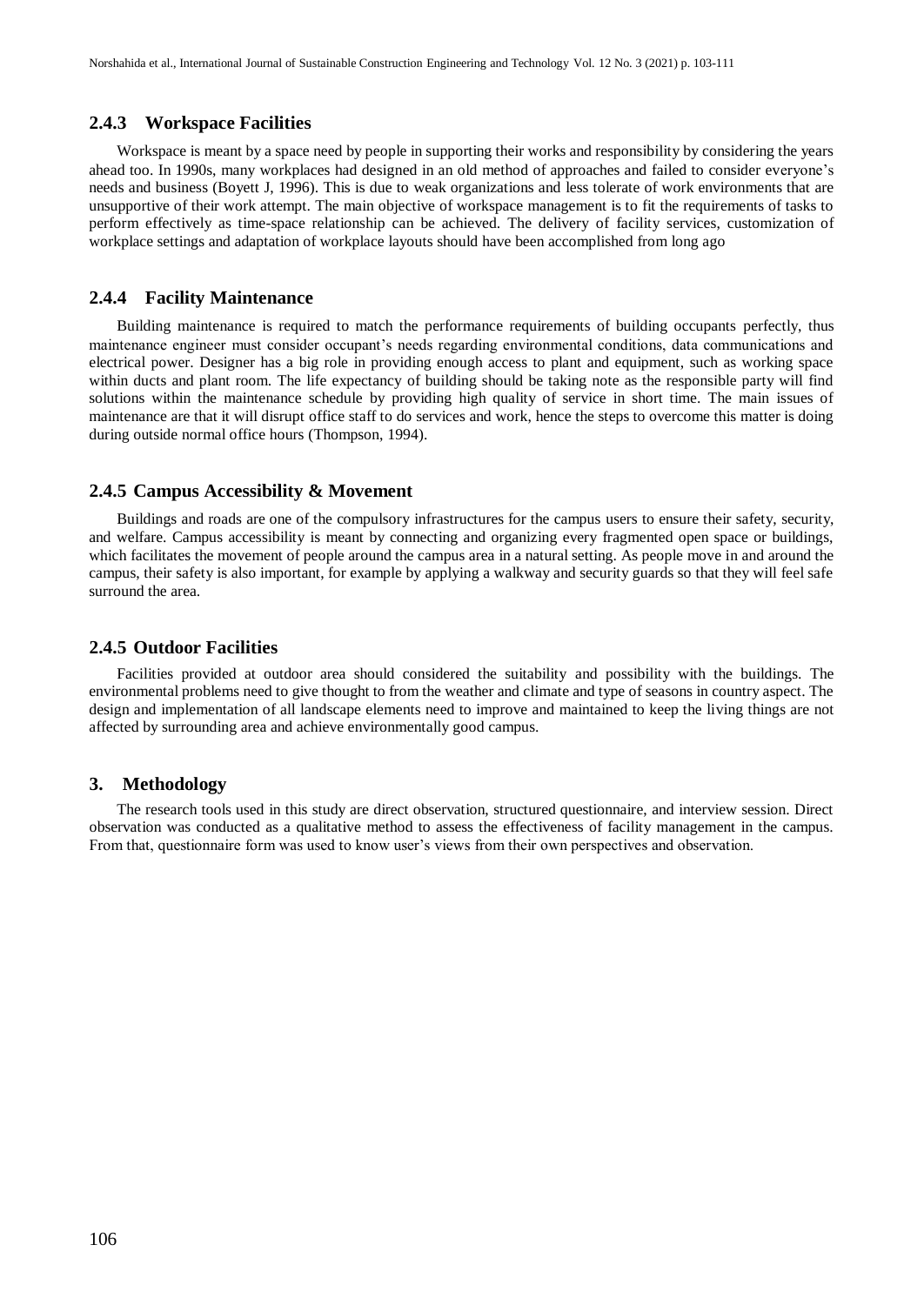### 2.4.3 Workspace Facilities

Workspace is meant by a space need by people in supporting their works and responsibility by considering the years ahead too. In 1990s, many workplaces had designed in an old method of approaches and failed to consider everyone's needs and business (Boyett J, 1996). This is due to weak organizations and less tolerate of work environments that are unsupportive of their work attempt. The main objective of workspace management is to fit the requirements of tasks to perform effectively as time-space relationship can be achieved. The delivery of facility services, customization of workplace settings and adaptation of workplace layouts should have been accomplished from long ago

### 2.4.4 Facility Maintenance

Building maintenance is required to match the performance requirements of building occupants perfectly, thus maintenance engineer must consider occupant's needs regarding environmental conditions, data communications and electrical power. Designer has a big role in providing enough access to plant and equipment, such as working space within ducts and plant room. The life expectancy of building should be taking note as the responsible party will find solutions within the maintenance schedule by providing high quality of service in short time. The main issues of maintenance are that it will disrupt office staff to do services and work, hence the steps to overcome this matter is doing during outside normal office hours (Thompson, 1994).

### 2.4.5 Campus Accessibility & Movement

Buildings and roads are one of the compulsory infrastructures for the campus users to ensure their safety, security, and welfare. Campus accessibility is meant by connecting and organizing every fragmented open space or buildings, which facilitates the movement of people around the campus area in a natural setting. As people move in and around the campus, their safety is also important, for example by applying a walkway and security guards so that they will feel safe surround the area.

### 2.4.5 Outdoor Facilities

Facilities provided at outdoor area should considered the suitability and possibility with the buildings. The environmental problems need to give thought to from the weather and climate and type of seasons in country aspect. The design and implementation of all landscape elements need to improve and maintained to keep the living things are not affected by surrounding area and achieve environmentally good campus.

## 3. Methodology

The research tools used in this study are direct observation, structured questionnaire, and interview session. Direct observation was conducted as a qualitative method to assess the effectiveness of facility management in the campus. From that, questionnaire form was used to know user's views from their own perspectives and observation.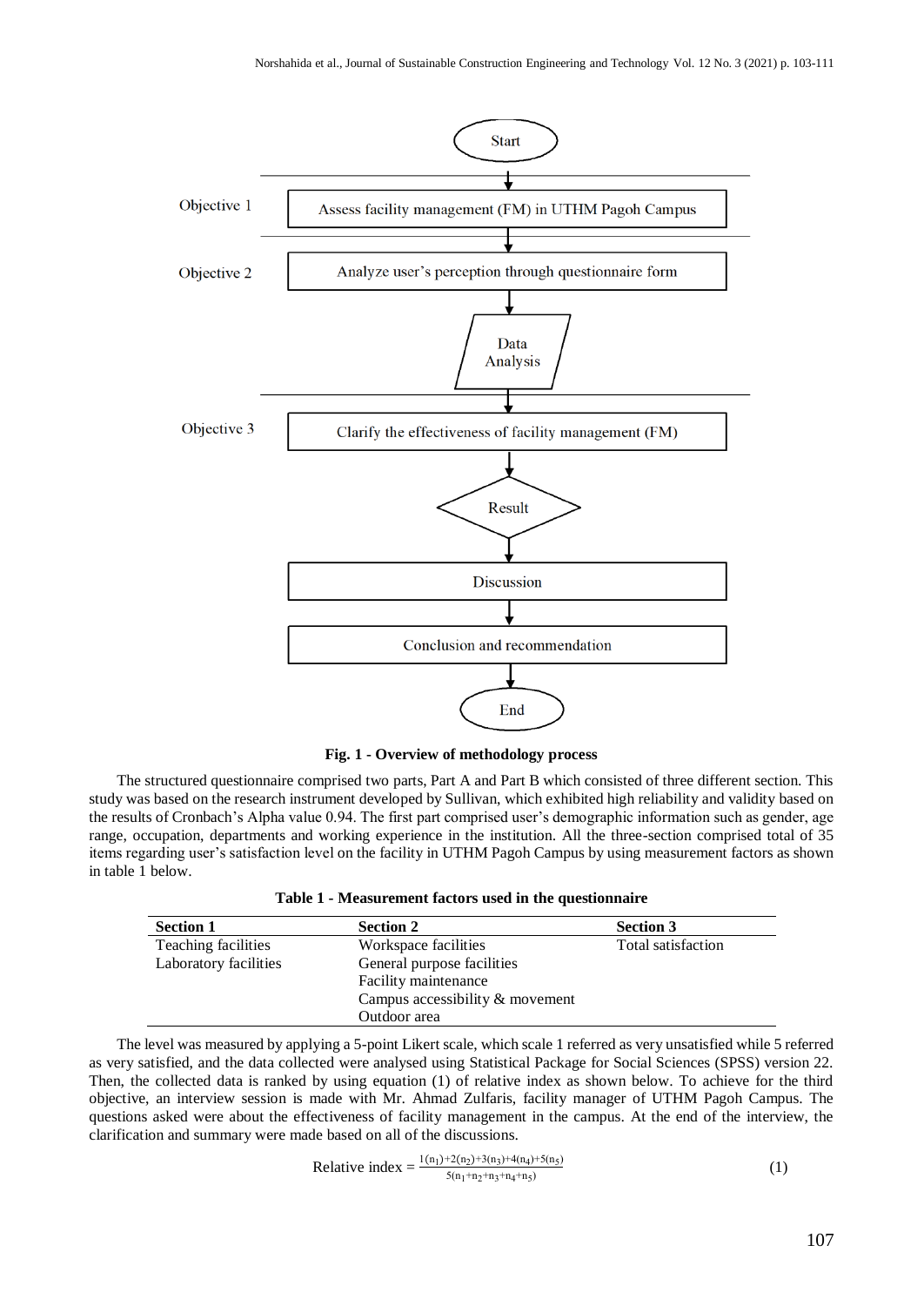**Fig. 1 - Overview of methodology process**

The structured questionnaire comprised two parts, Part A and Part B which consisted of three different section. This study was based on the research instrument developed by Sullivan, which exhibited high reliability and validity based on the results of Cronbach's Alpha value 0.94. The first part comprised user's demographic information such as gender, age range, occupation, departments and working experience in the institution. All the three-section comprised total of 35 items regarding user's satisfaction level on the facility in UTHM Pagoh Campus by using measurement factors as shown in table 1 below.

**Table 1 - Measurement factors used in the questionnaire**

| Section 1 | Section 2 | Section 3 |
|---|---|---|
| Teaching facilities | Workspace facilities | Total satisfaction |
| Laboratory facilities | General purpose facilities | |
| | Facility maintenance | |
| | Campus accessibility & movement | |
| | Outdoor area | |

The level was measured by applying a 5-point Likert scale, which scale 1 referred as very unsatisfied while 5 referred as very satisfied, and the data collected were analysed using Statistical Package for Social Sciences (SPSS) version 22. Then, the collected data is ranked by using equation (1) of relative index as shown below. To achieve for the third objective, an interview session is made with Mr. Ahmad Zulfaris, facility manager of UTHM Pagoh Campus. The questions asked were about the effectiveness of facility management in the campus. At the end of the interview, the clarification and summary were made based on all of the discussions.

$$\text{Relative index} = \frac{1(n_1)+2(n_2)+3(n_3)+4(n_4)+5(n_5)}{5(n_1+n_2+n_3+n_4+n_5)} \quad (1)$$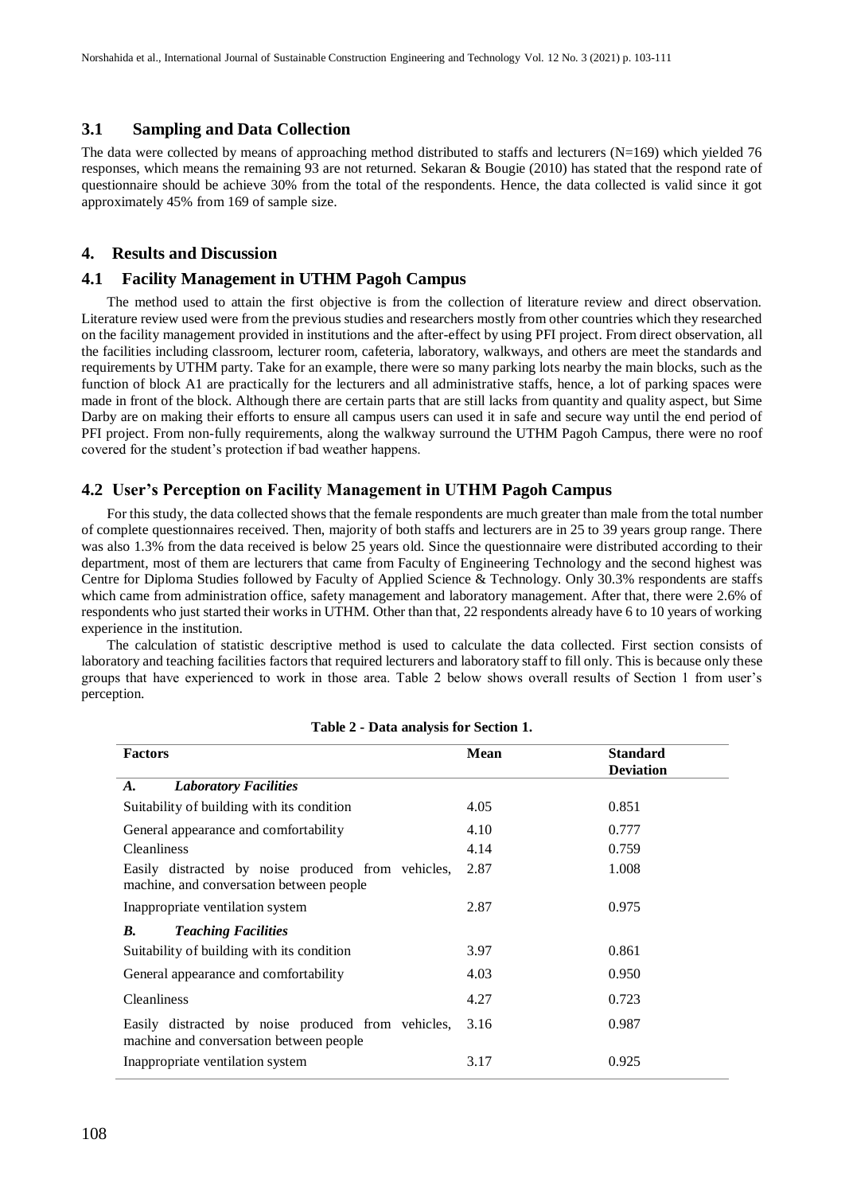### 3.1 Sampling and Data Collection

The data were collected by means of approaching method distributed to staffs and lecturers (N=169) which yielded 76 responses, which means the remaining 93 are not returned. Sekaran & Bougie (2010) has stated that the respond rate of questionnaire should be achieve 30% from the total of the respondents. Hence, the data collected is valid since it got approximately 45% from 169 of sample size.

## 4. Results and Discussion

### 4.1 Facility Management in UTHM Pagoh Campus

The method used to attain the first objective is from the collection of literature review and direct observation. Literature review used were from the previous studies and researchers mostly from other countries which they researched on the facility management provided in institutions and the after-effect by using PFI project. From direct observation, all the facilities including classroom, lecturer room, cafeteria, laboratory, walkways, and others are meet the standards and requirements by UTHM party. Take for an example, there were so many parking lots nearby the main blocks, such as the function of block A1 are practically for the lecturers and all administrative staffs, hence, a lot of parking spaces were made in front of the block. Although there are certain parts that are still lacks from quantity and quality aspect, but Sime Darby are on making their efforts to ensure all campus users can used it in safe and secure way until the end period of PFI project. From non-fully requirements, along the walkway surround the UTHM Pagoh Campus, there were no roof covered for the student's protection if bad weather happens.

### 4.2 User's Perception on Facility Management in UTHM Pagoh Campus

For this study, the data collected shows that the female respondents are much greater than male from the total number of complete questionnaires received. Then, majority of both staffs and lecturers are in 25 to 39 years group range. There was also 1.3% from the data received is below 25 years old. Since the questionnaire were distributed according to their department, most of them are lecturers that came from Faculty of Engineering Technology and the second highest was Centre for Diploma Studies followed by Faculty of Applied Science & Technology. Only 30.3% respondents are staffs which came from administration office, safety management and laboratory management. After that, there were 2.6% of respondents who just started their works in UTHM. Other than that, 22 respondents already have 6 to 10 years of working experience in the institution.

The calculation of statistic descriptive method is used to calculate the data collected. First section consists of laboratory and teaching facilities factors that required lecturers and laboratory staff to fill only. This is because only these groups that have experienced to work in those area. Table 2 below shows overall results of Section 1 from user's perception.

**Table 2 - Data analysis for Section 1.**

| Factors | Mean | Standard Deviation |
|---|---|---|
| ***A. Laboratory Facilities*** | | |
| Suitability of building with its condition | 4.05 | 0.851 |
| General appearance and comfortability | 4.10 | 0.777 |
| Cleanliness | 4.14 | 0.759 |
| Easily distracted by noise produced from vehicles, machine, and conversation between people | 2.87 | 1.008 |
| Inappropriate ventilation system | 2.87 | 0.975 |
| ***B. Teaching Facilities*** | | |
| Suitability of building with its condition | 3.97 | 0.861 |
| General appearance and comfortability | 4.03 | 0.950 |
| Cleanliness | 4.27 | 0.723 |
| Easily distracted by noise produced from vehicles, machine and conversation between people | 3.16 | 0.987 |
| Inappropriate ventilation system | 3.17 | 0.925 |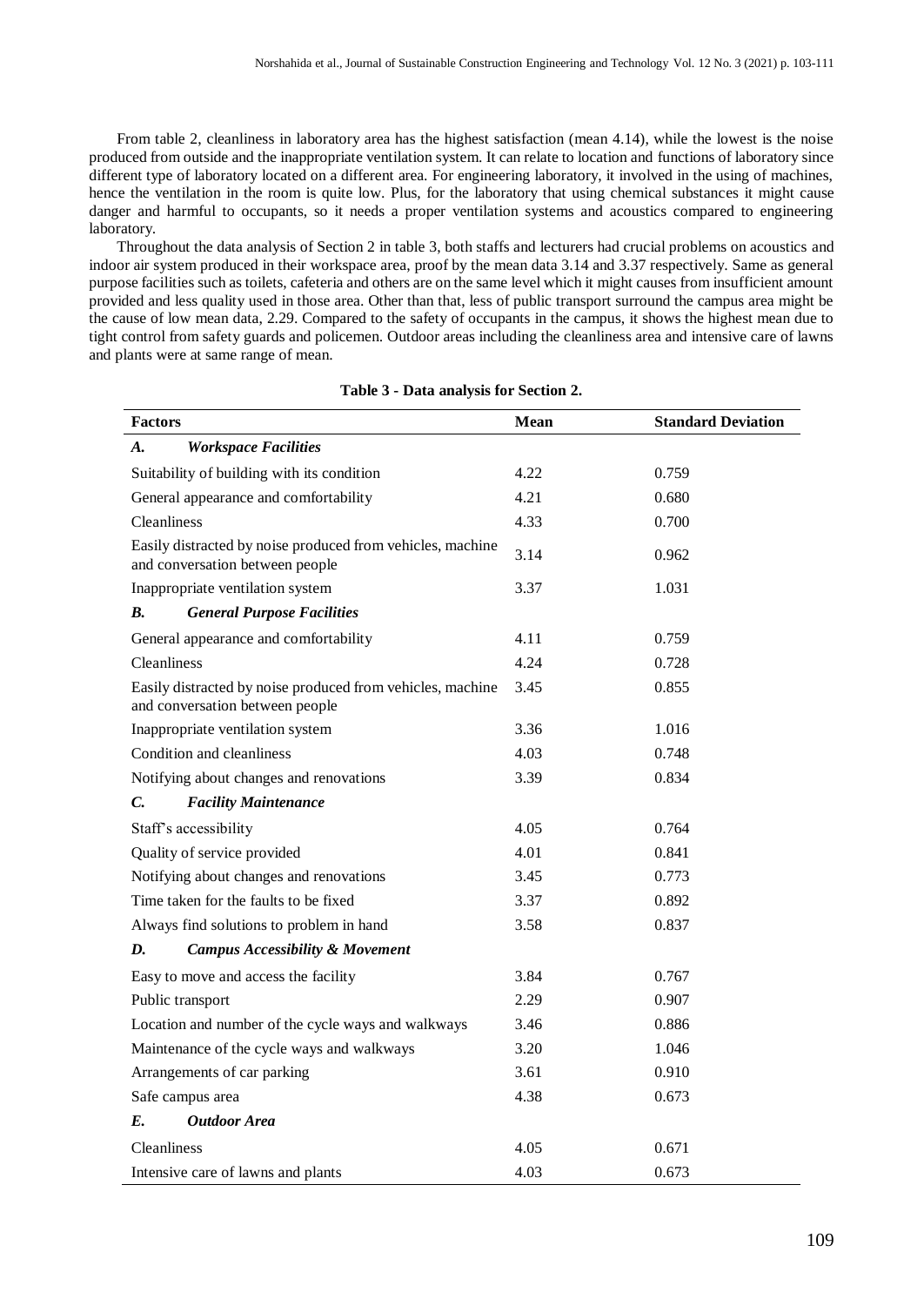From table 2, cleanliness in laboratory area has the highest satisfaction (mean 4.14), while the lowest is the noise produced from outside and the inappropriate ventilation system. It can relate to location and functions of laboratory since different type of laboratory located on a different area. For engineering laboratory, it involved in the using of machines, hence the ventilation in the room is quite low. Plus, for the laboratory that using chemical substances it might cause danger and harmful to occupants, so it needs a proper ventilation systems and acoustics compared to engineering laboratory.

Throughout the data analysis of Section 2 in table 3, both staffs and lecturers had crucial problems on acoustics and indoor air system produced in their workspace area, proof by the mean data 3.14 and 3.37 respectively. Same as general purpose facilities such as toilets, cafeteria and others are on the same level which it might causes from insufficient amount provided and less quality used in those area. Other than that, less of public transport surround the campus area might be the cause of low mean data, 2.29. Compared to the safety of occupants in the campus, it shows the highest mean due to tight control from safety guards and policemen. Outdoor areas including the cleanliness area and intensive care of lawns and plants were at same range of mean.

**Table 3 - Data analysis for Section 2.**

| Factors | Mean | Standard Deviation |
|---|---|---|
| ***A. Workspace Facilities*** | | |
| Suitability of building with its condition | 4.22 | 0.759 |
| General appearance and comfortability | 4.21 | 0.680 |
| Cleanliness | 4.33 | 0.700 |
| Easily distracted by noise produced from vehicles, machine and conversation between people | 3.14 | 0.962 |
| Inappropriate ventilation system | 3.37 | 1.031 |
| ***B. General Purpose Facilities*** | | |
| General appearance and comfortability | 4.11 | 0.759 |
| Cleanliness | 4.24 | 0.728 |
| Easily distracted by noise produced from vehicles, machine and conversation between people | 3.45 | 0.855 |
| Inappropriate ventilation system | 3.36 | 1.016 |
| Condition and cleanliness | 4.03 | 0.748 |
| Notifying about changes and renovations | 3.39 | 0.834 |
| ***C. Facility Maintenance*** | | |
| Staff's accessibility | 4.05 | 0.764 |
| Quality of service provided | 4.01 | 0.841 |
| Notifying about changes and renovations | 3.45 | 0.773 |
| Time taken for the faults to be fixed | 3.37 | 0.892 |
| Always find solutions to problem in hand | 3.58 | 0.837 |
| ***D. Campus Accessibility & Movement*** | | |
| Easy to move and access the facility | 3.84 | 0.767 |
| Public transport | 2.29 | 0.907 |
| Location and number of the cycle ways and walkways | 3.46 | 0.886 |
| Maintenance of the cycle ways and walkways | 3.20 | 1.046 |
| Arrangements of car parking | 3.61 | 0.910 |
| Safe campus area | 4.38 | 0.673 |
| ***E. Outdoor Area*** | | |
| Cleanliness | 4.05 | 0.671 |
| Intensive care of lawns and plants | 4.03 | 0.673 |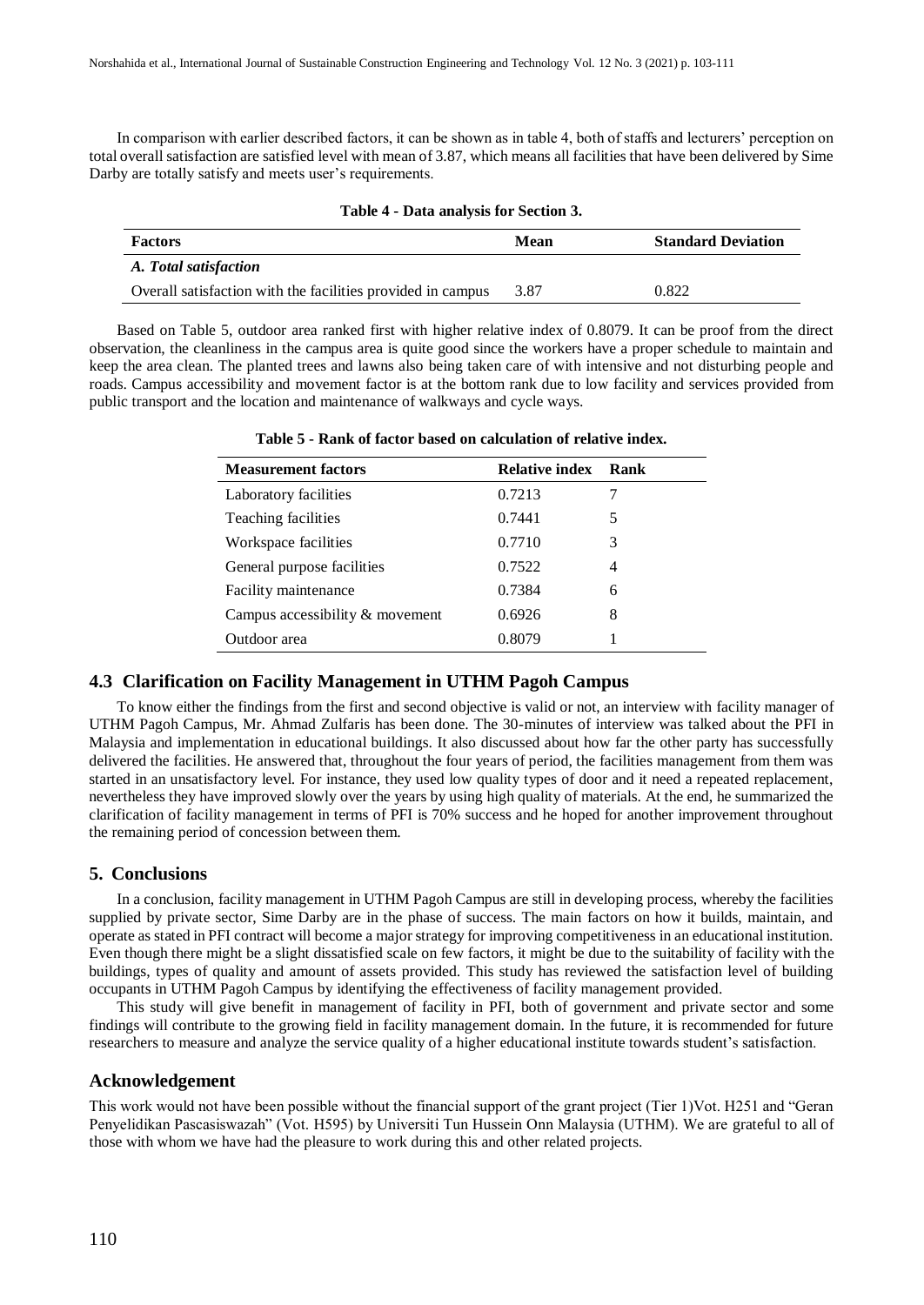In comparison with earlier described factors, it can be shown as in table 4, both of staffs and lecturers' perception on total overall satisfaction are satisfied level with mean of 3.87, which means all facilities that have been delivered by Sime Darby are totally satisfy and meets user's requirements.

**Table 4 - Data analysis for Section 3.**

| Factors | Mean | Standard Deviation |
|---|---|---|
| *A. Total satisfaction* | | |
| Overall satisfaction with the facilities provided in campus | 3.87 | 0.822 |

Based on Table 5, outdoor area ranked first with higher relative index of 0.8079. It can be proof from the direct observation, the cleanliness in the campus area is quite good since the workers have a proper schedule to maintain and keep the area clean. The planted trees and lawns also being taken care of with intensive and not disturbing people and roads. Campus accessibility and movement factor is at the bottom rank due to low facility and services provided from public transport and the location and maintenance of walkways and cycle ways.

**Table 5 - Rank of factor based on calculation of relative index.**

| Measurement factors | Relative index | Rank |
|---|---|---|
| Laboratory facilities | 0.7213 | 7 |
| Teaching facilities | 0.7441 | 5 |
| Workspace facilities | 0.7710 | 3 |
| General purpose facilities | 0.7522 | 4 |
| Facility maintenance | 0.7384 | 6 |
| Campus accessibility & movement | 0.6926 | 8 |
| Outdoor area | 0.8079 | 1 |

### 4.3 Clarification on Facility Management in UTHM Pagoh Campus

To know either the findings from the first and second objective is valid or not, an interview with facility manager of UTHM Pagoh Campus, Mr. Ahmad Zulfaris has been done. The 30-minutes of interview was talked about the PFI in Malaysia and implementation in educational buildings. It also discussed about how far the other party has successfully delivered the facilities. He answered that, throughout the four years of period, the facilities management from them was started in an unsatisfactory level. For instance, they used low quality types of door and it need a repeated replacement, nevertheless they have improved slowly over the years by using high quality of materials. At the end, he summarized the clarification of facility management in terms of PFI is 70% success and he hoped for another improvement throughout the remaining period of concession between them.

## 5. Conclusions

In a conclusion, facility management in UTHM Pagoh Campus are still in developing process, whereby the facilities supplied by private sector, Sime Darby are in the phase of success. The main factors on how it builds, maintain, and operate as stated in PFI contract will become a major strategy for improving competitiveness in an educational institution. Even though there might be a slight dissatisfied scale on few factors, it might be due to the suitability of facility with the buildings, types of quality and amount of assets provided. This study has reviewed the satisfaction level of building occupants in UTHM Pagoh Campus by identifying the effectiveness of facility management provided.

This study will give benefit in management of facility in PFI, both of government and private sector and some findings will contribute to the growing field in facility management domain. In the future, it is recommended for future researchers to measure and analyze the service quality of a higher educational institute towards student's satisfaction.

## Acknowledgement

This work would not have been possible without the financial support of the grant project (Tier 1)Vot. H251 and "Geran Penyelidikan Pascasiswazah" (Vot. H595) by Universiti Tun Hussein Onn Malaysia (UTHM). We are grateful to all of those with whom we have had the pleasure to work during this and other related projects.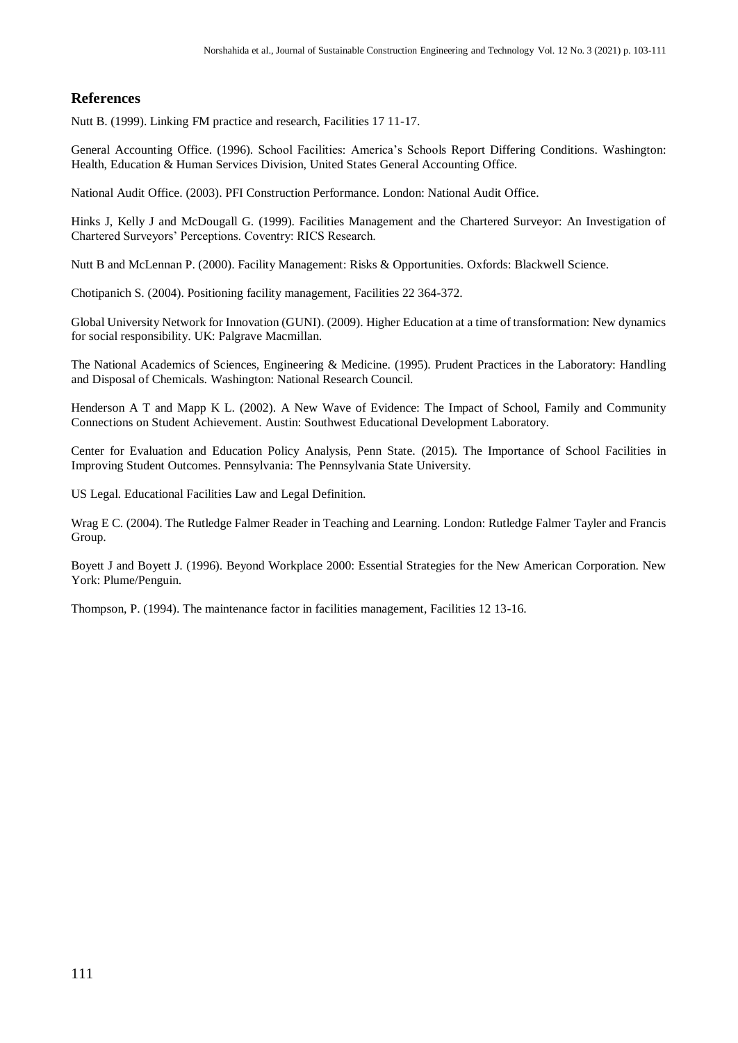## References

Nutt B. (1999). Linking FM practice and research, Facilities 17 11-17.

General Accounting Office. (1996). School Facilities: America's Schools Report Differing Conditions. Washington: Health, Education & Human Services Division, United States General Accounting Office.

National Audit Office. (2003). PFI Construction Performance. London: National Audit Office.

Hinks J, Kelly J and McDougall G. (1999). Facilities Management and the Chartered Surveyor: An Investigation of Chartered Surveyors' Perceptions. Coventry: RICS Research.

Nutt B and McLennan P. (2000). Facility Management: Risks & Opportunities. Oxfords: Blackwell Science.

Chotipanich S. (2004). Positioning facility management, Facilities 22 364-372.

Global University Network for Innovation (GUNI). (2009). Higher Education at a time of transformation: New dynamics for social responsibility. UK: Palgrave Macmillan.

The National Academics of Sciences, Engineering & Medicine. (1995). Prudent Practices in the Laboratory: Handling and Disposal of Chemicals. Washington: National Research Council.

Henderson A T and Mapp K L. (2002). A New Wave of Evidence: The Impact of School, Family and Community Connections on Student Achievement. Austin: Southwest Educational Development Laboratory.

Center for Evaluation and Education Policy Analysis, Penn State. (2015). The Importance of School Facilities in Improving Student Outcomes. Pennsylvania: The Pennsylvania State University.

US Legal. Educational Facilities Law and Legal Definition.

Wrag E C. (2004). The Rutledge Falmer Reader in Teaching and Learning. London: Rutledge Falmer Tayler and Francis Group.

Boyett J and Boyett J. (1996). Beyond Workplace 2000: Essential Strategies for the New American Corporation. New York: Plume/Penguin.

Thompson, P. (1994). The maintenance factor in facilities management, Facilities 12 13-16.